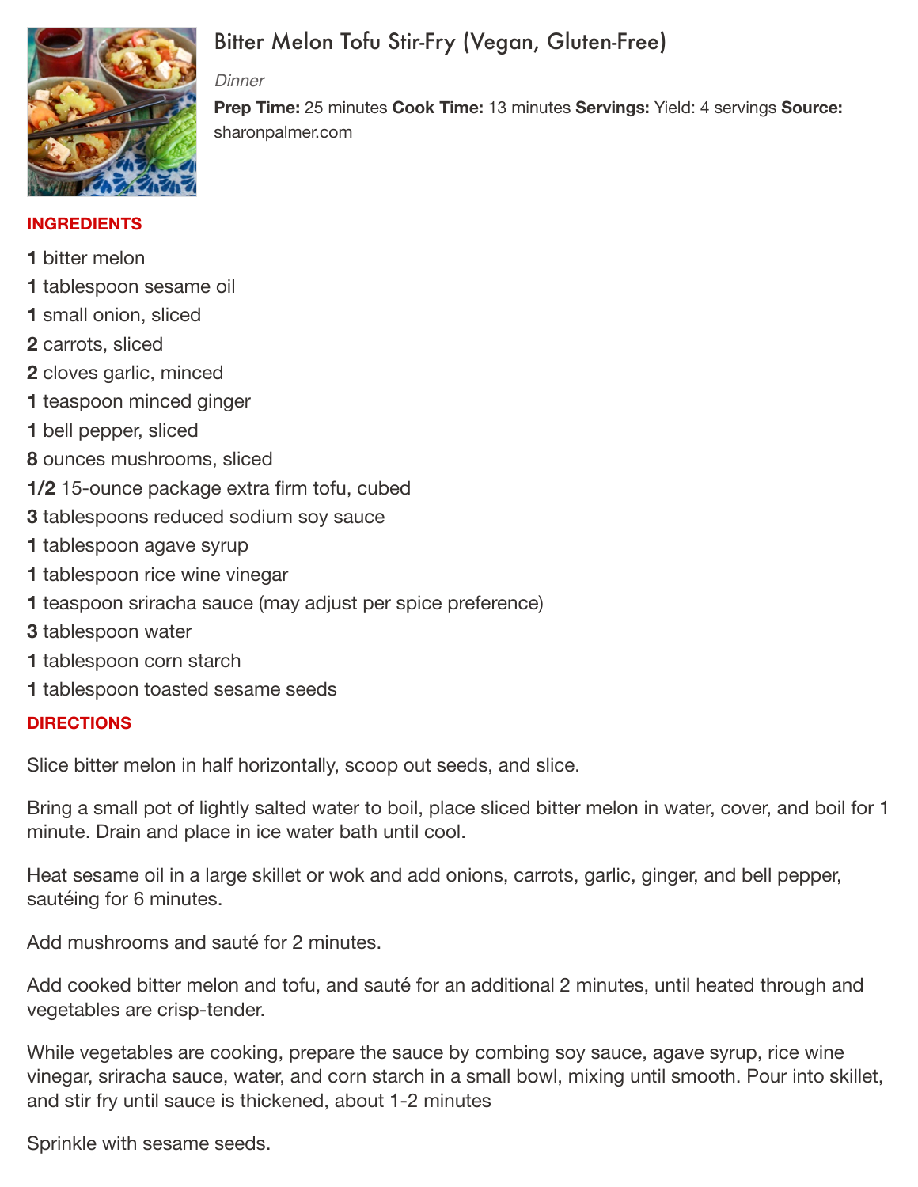# Bitter Melon Tofu Stir-Fry (Vegan, Gluten-Free)

*Dinner*

**Prep Time:** 25 minutes **Cook Time:** 13 minutes **Servings:** Yield: 4 servings **Source:** sharonpalmer.com

## INGREDIENTS

**1** bitter melon
**1** tablespoon sesame oil
**1** small onion, sliced
**2** carrots, sliced
**2** cloves garlic, minced
**1** teaspoon minced ginger
**1** bell pepper, sliced
**8** ounces mushrooms, sliced
**1/2** 15-ounce package extra firm tofu, cubed
**3** tablespoons reduced sodium soy sauce
**1** tablespoon agave syrup
**1** tablespoon rice wine vinegar
**1** teaspoon sriracha sauce (may adjust per spice preference)
**3** tablespoon water
**1** tablespoon corn starch
**1** tablespoon toasted sesame seeds

## DIRECTIONS

Slice bitter melon in half horizontally, scoop out seeds, and slice.

Bring a small pot of lightly salted water to boil, place sliced bitter melon in water, cover, and boil for 1 minute. Drain and place in ice water bath until cool.

Heat sesame oil in a large skillet or wok and add onions, carrots, garlic, ginger, and bell pepper, sautéing for 6 minutes.

Add mushrooms and sauté for 2 minutes.

Add cooked bitter melon and tofu, and sauté for an additional 2 minutes, until heated through and vegetables are crisp-tender.

While vegetables are cooking, prepare the sauce by combing soy sauce, agave syrup, rice wine vinegar, sriracha sauce, water, and corn starch in a small bowl, mixing until smooth. Pour into skillet, and stir fry until sauce is thickened, about 1-2 minutes

Sprinkle with sesame seeds.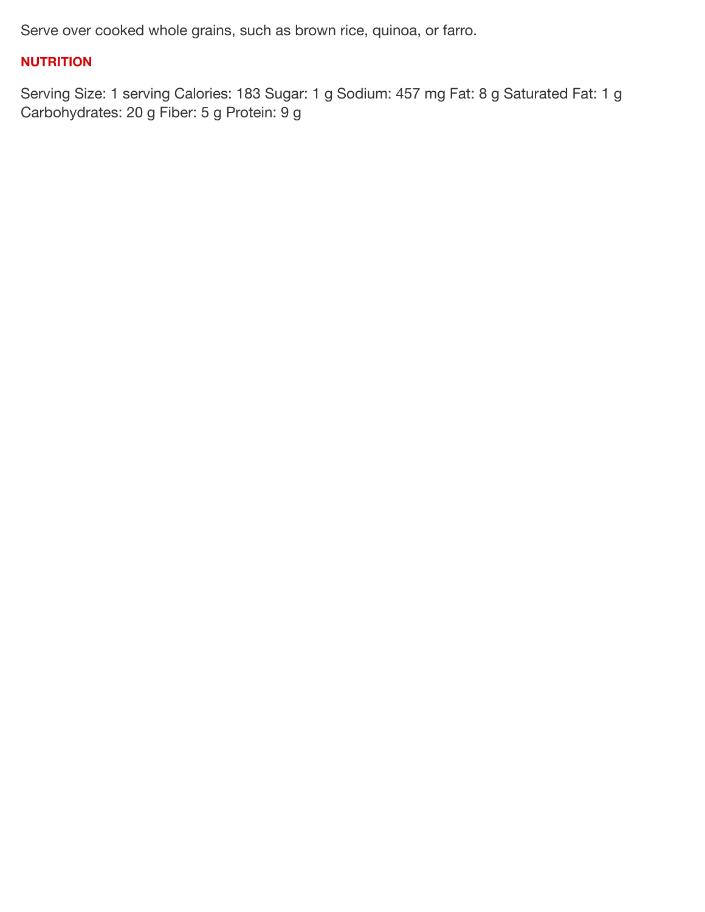Serve over cooked whole grains, such as brown rice, quinoa, or farro.

## NUTRITION

Serving Size: 1 serving Calories: 183 Sugar: 1 g Sodium: 457 mg Fat: 8 g Saturated Fat: 1 g Carbohydrates: 20 g Fiber: 5 g Protein: 9 g